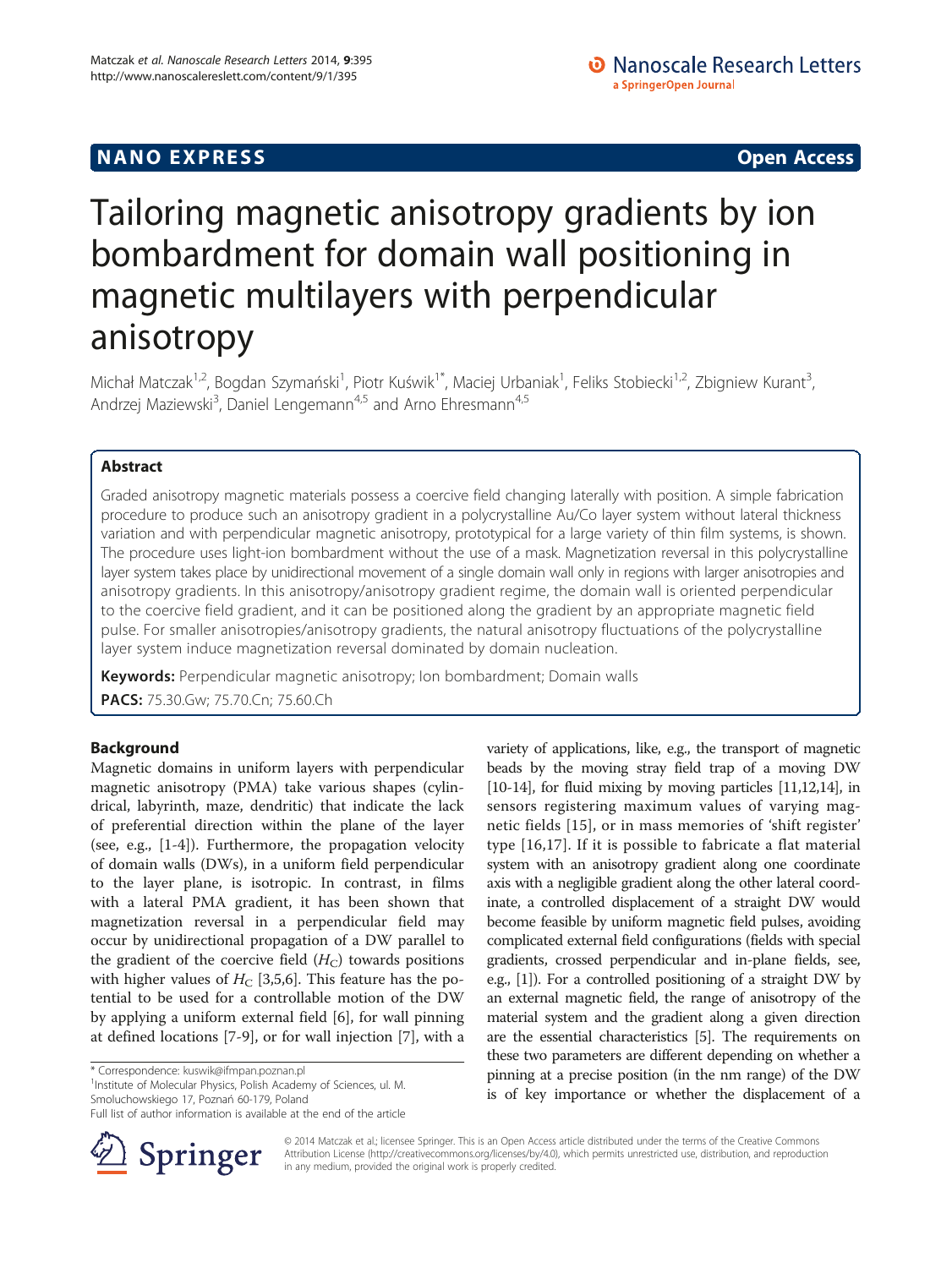NANO EXPRESS Open Access

# Tailoring magnetic anisotropy gradients by ion bombardment for domain wall positioning in magnetic multilayers with perpendicular anisotropy

Michał Matczak[1,2], Bogdan Szymański[1], Piotr Kuświk[1*], Maciej Urbaniak[1], Feliks Stobiecki[1,2], Zbigniew Kurant[3], Andrzej Maziewski[3], Daniel Lengemann[4,5] and Arno Ehresmann[4,5]

## Abstract

Graded anisotropy magnetic materials possess a coercive field changing laterally with position. A simple fabrication procedure to produce such an anisotropy gradient in a polycrystalline Au/Co layer system without lateral thickness variation and with perpendicular magnetic anisotropy, prototypical for a large variety of thin film systems, is shown. The procedure uses light-ion bombardment without the use of a mask. Magnetization reversal in this polycrystalline layer system takes place by unidirectional movement of a single domain wall only in regions with larger anisotropies and anisotropy gradients. In this anisotropy/anisotropy gradient regime, the domain wall is oriented perpendicular to the coercive field gradient, and it can be positioned along the gradient by an appropriate magnetic field pulse. For smaller anisotropies/anisotropy gradients, the natural anisotropy fluctuations of the polycrystalline layer system induce magnetization reversal dominated by domain nucleation.

**Keywords:** Perpendicular magnetic anisotropy; Ion bombardment; Domain walls

**PACS:** 75.30.Gw; 75.70.Cn; 75.60.Ch

## Background

Magnetic domains in uniform layers with perpendicular magnetic anisotropy (PMA) take various shapes (cylindrical, labyrinth, maze, dendritic) that indicate the lack of preferential direction within the plane of the layer (see, e.g., [1-4]). Furthermore, the propagation velocity of domain walls (DWs), in a uniform field perpendicular to the layer plane, is isotropic. In contrast, in films with a lateral PMA gradient, it has been shown that magnetization reversal in a perpendicular field may occur by unidirectional propagation of a DW parallel to the gradient of the coercive field ($H_C$) towards positions with higher values of $H_C$ [3,5,6]. This feature has the potential to be used for a controllable motion of the DW by applying a uniform external field [6], for wall pinning at defined locations [7-9], or for wall injection [7], with a variety of applications, like, e.g., the transport of magnetic beads by the moving stray field trap of a moving DW [10-14], for fluid mixing by moving particles [11,12,14], in sensors registering maximum values of varying magnetic fields [15], or in mass memories of 'shift register' type [16,17]. If it is possible to fabricate a flat material system with an anisotropy gradient along one coordinate axis with a negligible gradient along the other lateral coordinate, a controlled displacement of a straight DW would become feasible by uniform magnetic field pulses, avoiding complicated external field configurations (fields with special gradients, crossed perpendicular and in-plane fields, see, e.g., [1]). For a controlled positioning of a straight DW by an external magnetic field, the range of anisotropy of the material system and the gradient along a given direction are the essential characteristics [5]. The requirements on these two parameters are different depending on whether a pinning at a precise position (in the nm range) of the DW is of key importance or whether the displacement of a

\* Correspondence: kuswik@ifmpan.poznan.pl
[1]Institute of Molecular Physics, Polish Academy of Sciences, ul. M. Smoluchowskiego 17, Poznań 60-179, Poland
Full list of author information is available at the end of the article

© 2014 Matczak et al.; licensee Springer. This is an Open Access article distributed under the terms of the Creative Commons Attribution License (http://creativecommons.org/licenses/by/4.0), which permits unrestricted use, distribution, and reproduction in any medium, provided the original work is properly credited.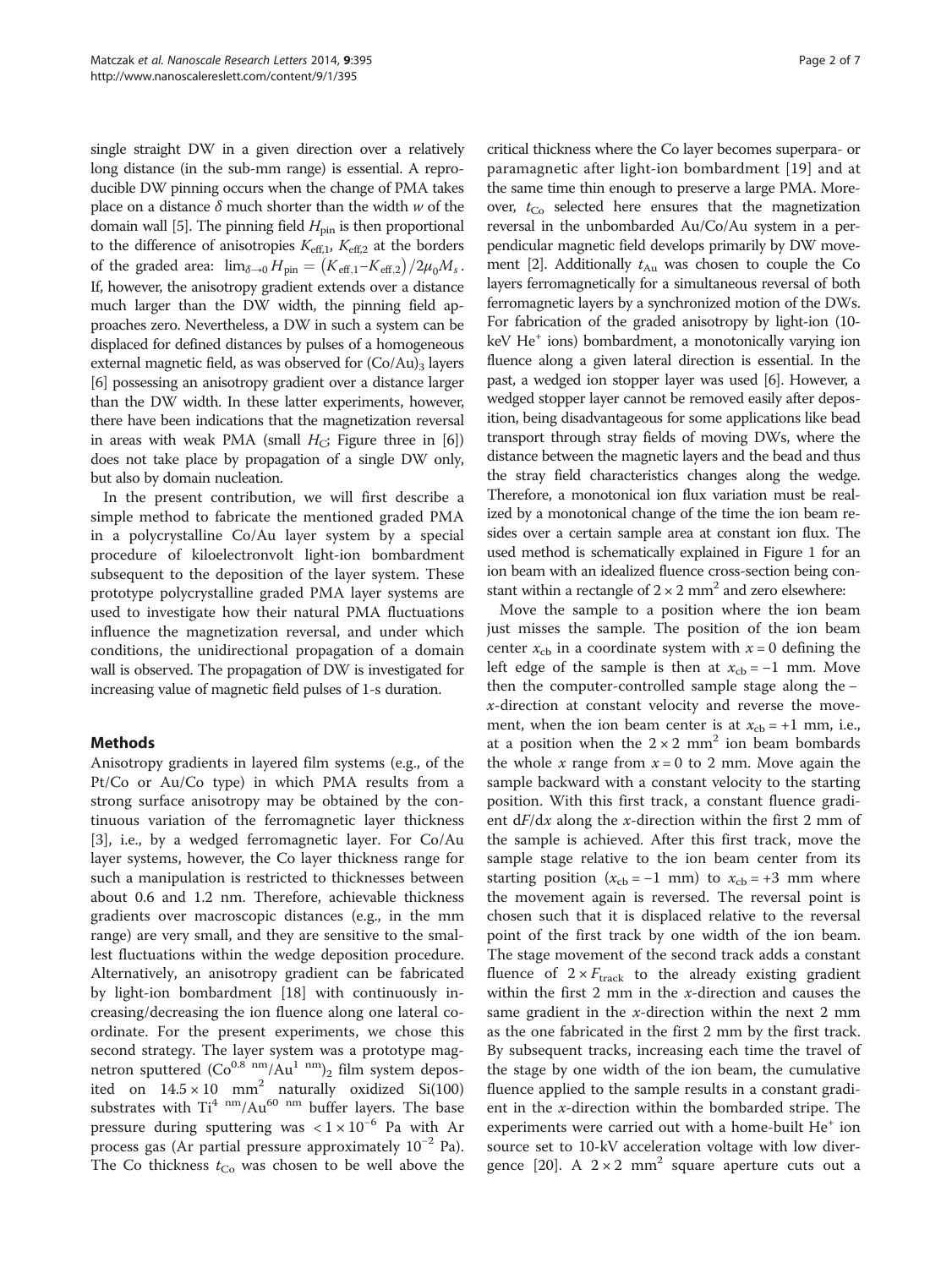single straight DW in a given direction over a relatively long distance (in the sub-mm range) is essential. A reproducible DW pinning occurs when the change of PMA takes place on a distance $\delta$ much shorter than the width $w$ of the domain wall [5]. The pinning field $H_{\text{pin}}$ is then proportional to the difference of anisotropies $K_{\text{eff},1}$, $K_{\text{eff},2}$ at the borders of the graded area: $\lim_{\delta\to 0} H_{\text{pin}} = (K_{\text{eff},1} - K_{\text{eff},2})/2\mu_0 M_s$. If, however, the anisotropy gradient extends over a distance much larger than the DW width, the pinning field approaches zero. Nevertheless, a DW in such a system can be displaced for defined distances by pulses of a homogeneous external magnetic field, as was observed for $(\text{Co/Au})_3$ layers [6] possessing an anisotropy gradient over a distance larger than the DW width. In these latter experiments, however, there have been indications that the magnetization reversal in areas with weak PMA (small $H_C$; Figure three in [6]) does not take place by propagation of a single DW only, but also by domain nucleation.

In the present contribution, we will first describe a simple method to fabricate the mentioned graded PMA in a polycrystalline Co/Au layer system by a special procedure of kiloelectronvolt light-ion bombardment subsequent to the deposition of the layer system. These prototype polycrystalline graded PMA layer systems are used to investigate how their natural PMA fluctuations influence the magnetization reversal, and under which conditions, the unidirectional propagation of a domain wall is observed. The propagation of DW is investigated for increasing value of magnetic field pulses of 1-s duration.

## Methods

Anisotropy gradients in layered film systems (e.g., of the Pt/Co or Au/Co type) in which PMA results from a strong surface anisotropy may be obtained by the continuous variation of the ferromagnetic layer thickness [3], i.e., by a wedged ferromagnetic layer. For Co/Au layer systems, however, the Co layer thickness range for such a manipulation is restricted to thicknesses between about 0.6 and 1.2 nm. Therefore, achievable thickness gradients over macroscopic distances (e.g., in the mm range) are very small, and they are sensitive to the smallest fluctuations within the wedge deposition procedure. Alternatively, an anisotropy gradient can be fabricated by light-ion bombardment [18] with continuously increasing/decreasing the ion fluence along one lateral coordinate. For the present experiments, we chose this second strategy. The layer system was a prototype magnetron sputtered $(\text{Co}^{0.8\ \text{nm}}/\text{Au}^{1\ \text{nm}})_2$ film system deposited on $14.5 \times 10\ \text{mm}^2$ naturally oxidized Si(100) substrates with $\text{Ti}^{4\ \text{nm}}/\text{Au}^{60\ \text{nm}}$ buffer layers. The base pressure during sputtering was $< 1 \times 10^{-6}$ Pa with Ar process gas (Ar partial pressure approximately $10^{-2}$ Pa). The Co thickness $t_{\text{Co}}$ was chosen to be well above the critical thickness where the Co layer becomes superpara- or paramagnetic after light-ion bombardment [19] and at the same time thin enough to preserve a large PMA. Moreover, $t_{\text{Co}}$ selected here ensures that the magnetization reversal in the unbombarded Au/Co/Au system in a perpendicular magnetic field develops primarily by DW movement [2]. Additionally $t_{\text{Au}}$ was chosen to couple the Co layers ferromagnetically for a simultaneous reversal of both ferromagnetic layers by a synchronized motion of the DWs. For fabrication of the graded anisotropy by light-ion (10-keV $\text{He}^+$ ions) bombardment, a monotonically varying ion fluence along a given lateral direction is essential. In the past, a wedged ion stopper layer was used [6]. However, a wedged stopper layer cannot be removed easily after deposition, being disadvantageous for some applications like bead transport through stray fields of moving DWs, where the distance between the magnetic layers and the bead and thus the stray field characteristics changes along the wedge. Therefore, a monotonical ion flux variation must be realized by a monotonical change of the time the ion beam resides over a certain sample area at constant ion flux. The used method is schematically explained in Figure 1 for an ion beam with an idealized fluence cross-section being constant within a rectangle of $2 \times 2\ \text{mm}^2$ and zero elsewhere:

Move the sample to a position where the ion beam just misses the sample. The position of the ion beam center $x_{\text{cb}}$ in a coordinate system with $x = 0$ defining the left edge of the sample is then at $x_{\text{cb}} = -1$ mm. Move then the computer-controlled sample stage along the $-x$-direction at constant velocity and reverse the movement, when the ion beam center is at $x_{\text{cb}} = +1$ mm, i.e., at a position when the $2 \times 2\ \text{mm}^2$ ion beam bombards the whole $x$ range from $x = 0$ to 2 mm. Move again the sample backward with a constant velocity to the starting position. With this first track, a constant fluence gradient $\text{d}F/\text{d}x$ along the $x$-direction within the first 2 mm of the sample is achieved. After this first track, move the sample stage relative to the ion beam center from its starting position ($x_{\text{cb}} = -1$ mm) to $x_{\text{cb}} = +3$ mm where the movement again is reversed. The reversal point is chosen such that it is displaced relative to the reversal point of the first track by one width of the ion beam. The stage movement of the second track adds a constant fluence of $2 \times F_{\text{track}}$ to the already existing gradient within the first 2 mm in the $x$-direction and causes the same gradient in the $x$-direction within the next 2 mm as the one fabricated in the first 2 mm by the first track. By subsequent tracks, increasing each time the travel of the stage by one width of the ion beam, the cumulative fluence applied to the sample results in a constant gradient in the $x$-direction within the bombarded stripe. The experiments were carried out with a home-built $\text{He}^+$ ion source set to 10-kV acceleration voltage with low divergence [20]. A $2 \times 2\ \text{mm}^2$ square aperture cuts out a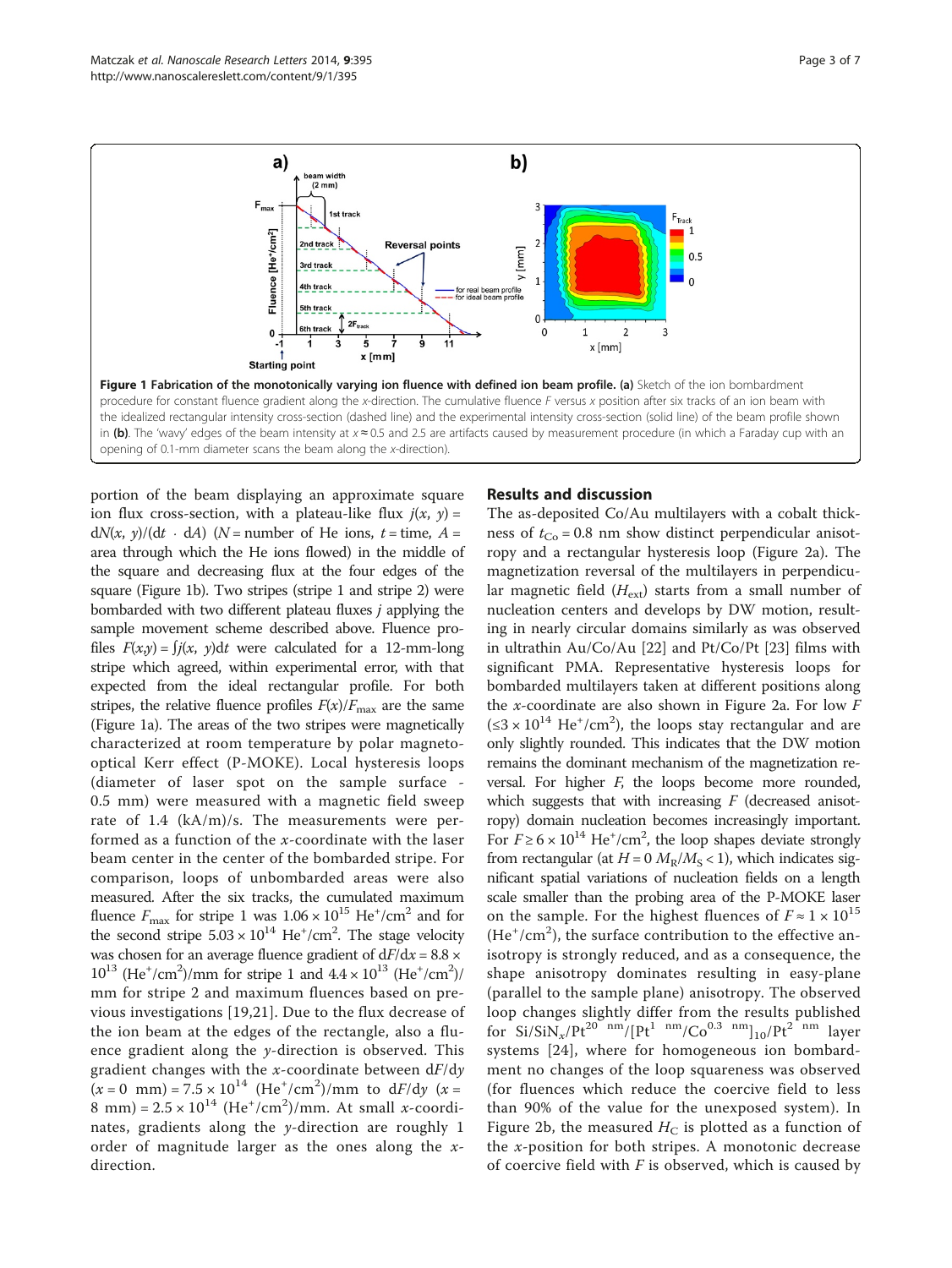**Figure 1 Fabrication of the monotonically varying ion fluence with defined ion beam profile. (a)** Sketch of the ion bombardment procedure for constant fluence gradient along the *x*-direction. The cumulative fluence *F* versus *x* position after six tracks of an ion beam with the idealized rectangular intensity cross-section (dashed line) and the experimental intensity cross-section (solid line) of the beam profile shown in **(b)**. The 'wavy' edges of the beam intensity at $x \approx 0.5$ and 2.5 are artifacts caused by measurement procedure (in which a Faraday cup with an opening of 0.1-mm diameter scans the beam along the *x*-direction).

portion of the beam displaying an approximate square ion flux cross-section, with a plateau-like flux $j(x, y) = dN(x, y)/(dt \cdot dA)$ ($N$ = number of He ions, $t$ = time, $A$ = area through which the He ions flowed) in the middle of the square and decreasing flux at the four edges of the square (Figure 1b). Two stripes (stripe 1 and stripe 2) were bombarded with two different plateau fluxes $j$ applying the sample movement scheme described above. Fluence profiles $F(x,y) = \int j(x, y)dt$ were calculated for a 12-mm-long stripe which agreed, within experimental error, with that expected from the ideal rectangular profile. For both stripes, the relative fluence profiles $F(x)/F_{max}$ are the same (Figure 1a). The areas of the two stripes were magnetically characterized at room temperature by polar magneto-optical Kerr effect (P-MOKE). Local hysteresis loops (diameter of laser spot on the sample surface - 0.5 mm) were measured with a magnetic field sweep rate of 1.4 (kA/m)/s. The measurements were performed as a function of the *x*-coordinate with the laser beam center in the center of the bombarded stripe. For comparison, loops of unbombarded areas were also measured. After the six tracks, the cumulated maximum fluence $F_{max}$ for stripe 1 was $1.06 \times 10^{15}$ $He^+/cm^2$ and for the second stripe $5.03 \times 10^{14}$ $He^+/cm^2$. The stage velocity was chosen for an average fluence gradient of $dF/dx = 8.8 \times 10^{13}$ $(He^+/cm^2)$/mm for stripe 1 and $4.4 \times 10^{13}$ $(He^+/cm^2)$/mm for stripe 2 and maximum fluences based on previous investigations [19,21]. Due to the flux decrease of the ion beam at the edges of the rectangle, also a fluence gradient along the *y*-direction is observed. This gradient changes with the *x*-coordinate between $dF/dy$ ($x = 0$ mm) $= 7.5 \times 10^{14}$ $(He^+/cm^2)$/mm to $dF/dy$ ($x = 8$ mm) $= 2.5 \times 10^{14}$ $(He^+/cm^2)$/mm. At small *x*-coordinates, gradients along the *y*-direction are roughly 1 order of magnitude larger as the ones along the *x*-direction.

## Results and discussion

The as-deposited Co/Au multilayers with a cobalt thickness of $t_{Co} = 0.8$ nm show distinct perpendicular anisotropy and a rectangular hysteresis loop (Figure 2a). The magnetization reversal of the multilayers in perpendicular magnetic field ($H_{ext}$) starts from a small number of nucleation centers and develops by DW motion, resulting in nearly circular domains similarly as was observed in ultrathin Au/Co/Au [22] and Pt/Co/Pt [23] films with significant PMA. Representative hysteresis loops for bombarded multilayers taken at different positions along the *x*-coordinate are also shown in Figure 2a. For low *F* ($\leq 3 \times 10^{14}$ $He^+/cm^2$), the loops stay rectangular and are only slightly rounded. This indicates that the DW motion remains the dominant mechanism of the magnetization reversal. For higher *F*, the loops become more rounded, which suggests that with increasing *F* (decreased anisotropy) domain nucleation becomes increasingly important. For $F \geq 6 \times 10^{14}$ $He^+/cm^2$, the loop shapes deviate strongly from rectangular (at $H = 0$ $M_R/M_S < 1$), which indicates significant spatial variations of nucleation fields on a length scale smaller than the probing area of the P-MOKE laser on the sample. For the highest fluences of $F \approx 1 \times 10^{15}$ $(He^+/cm^2)$, the surface contribution to the effective anisotropy is strongly reduced, and as a consequence, the shape anisotropy dominates resulting in easy-plane (parallel to the sample plane) anisotropy. The observed loop changes slightly differ from the results published for $Si/SiN_x/Pt^{20\ nm}/[Pt^{1\ nm}/Co^{0.3\ nm}]_{10}/Pt^{2\ nm}$ layer systems [24], where for homogeneous ion bombardment no changes of the loop squareness was observed (for fluences which reduce the coercive field to less than 90% of the value for the unexposed system). In Figure 2b, the measured $H_C$ is plotted as a function of the *x*-position for both stripes. A monotonic decrease of coercive field with *F* is observed, which is caused by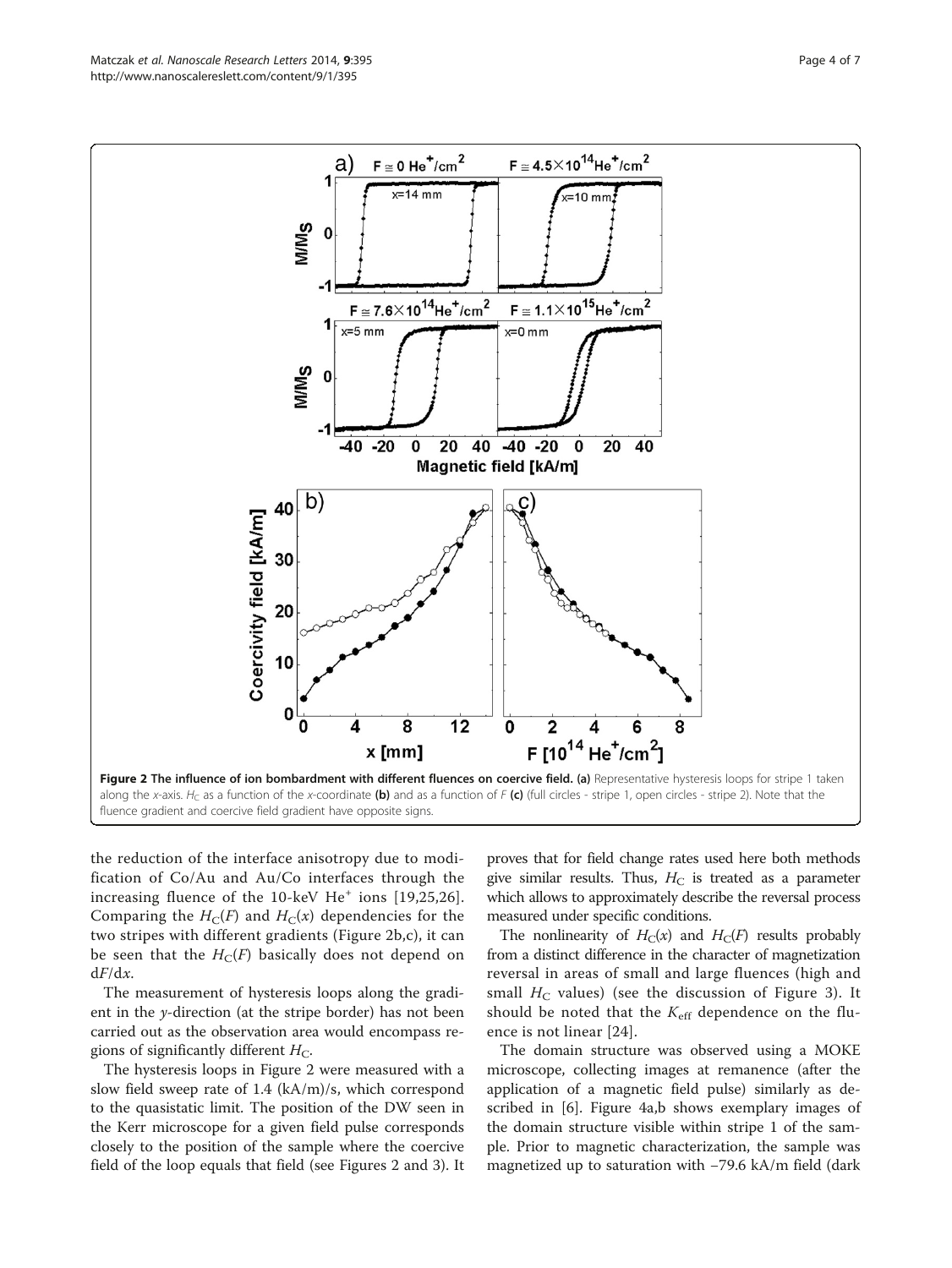**Figure 2 The influence of ion bombardment with different fluences on coercive field.** **(a)** Representative hysteresis loops for stripe 1 taken along the *x*-axis. $H_C$ as a function of the *x*-coordinate **(b)** and as a function of *F* **(c)** (full circles - stripe 1, open circles - stripe 2). Note that the fluence gradient and coercive field gradient have opposite signs.

the reduction of the interface anisotropy due to modification of Co/Au and Au/Co interfaces through the increasing fluence of the 10-keV $He^+$ ions [19,25,26]. Comparing the $H_C(F)$ and $H_C(x)$ dependencies for the two stripes with different gradients (Figure 2b,c), it can be seen that the $H_C(F)$ basically does not depend on $dF/dx$.

The measurement of hysteresis loops along the gradient in the *y*-direction (at the stripe border) has not been carried out as the observation area would encompass regions of significantly different $H_C$.

The hysteresis loops in Figure 2 were measured with a slow field sweep rate of 1.4 (kA/m)/s, which correspond to the quasistatic limit. The position of the DW seen in the Kerr microscope for a given field pulse corresponds closely to the position of the sample where the coercive field of the loop equals that field (see Figures 2 and 3). It proves that for field change rates used here both methods give similar results. Thus, $H_C$ is treated as a parameter which allows to approximately describe the reversal process measured under specific conditions.

The nonlinearity of $H_C(x)$ and $H_C(F)$ results probably from a distinct difference in the character of magnetization reversal in areas of small and large fluences (high and small $H_C$ values) (see the discussion of Figure 3). It should be noted that the $K_{eff}$ dependence on the fluence is not linear [24].

The domain structure was observed using a MOKE microscope, collecting images at remanence (after the application of a magnetic field pulse) similarly as described in [6]. Figure 4a,b shows exemplary images of the domain structure visible within stripe 1 of the sample. Prior to magnetic characterization, the sample was magnetized up to saturation with −79.6 kA/m field (dark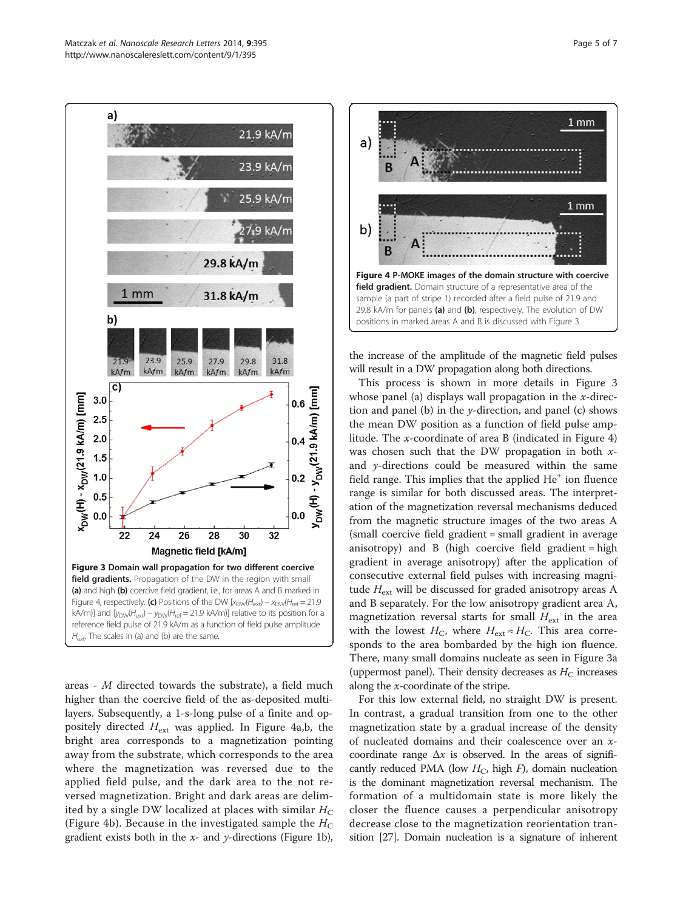Figure 3 Domain wall propagation for two different coercive field gradients. Propagation of the DW in the region with small (a) and high (b) coercive field gradient, i.e., for areas A and B marked in Figure 4, respectively. (c) Positions of the DW [$x_{DW}(H_{ext}) - x_{DW}(H_{ref} = 21.9$ kA/m)] and [$y_{DW}(H_{ext}) - y_{DW}(H_{ref} = 21.9$ kA/m)] relative to its position for a reference field pulse of 21.9 kA/m as a function of field pulse amplitude $H_{ext}$. The scales in (a) and (b) are the same.

Figure 4 P-MOKE images of the domain structure with coercive field gradient. Domain structure of a representative area of the sample (a part of stripe 1) recorded after a field pulse of 21.9 and 29.8 kA/m for panels (a) and (b), respectively. The evolution of DW positions in marked areas A and B is discussed with Figure 3.

areas - $M$ directed towards the substrate), a field much higher than the coercive field of the as-deposited multilayers. Subsequently, a 1-s-long pulse of a finite and oppositely directed $H_{ext}$ was applied. In Figure 4a,b, the bright area corresponds to a magnetization pointing away from the substrate, which corresponds to the area where the magnetization was reversed due to the applied field pulse, and the dark area to the not reversed magnetization. Bright and dark areas are delimited by a single DW localized at places with similar $H_C$ (Figure 4b). Because in the investigated sample the $H_C$ gradient exists both in the $x$- and $y$-directions (Figure 1b), the increase of the amplitude of the magnetic field pulses will result in a DW propagation along both directions.

This process is shown in more details in Figure 3 whose panel (a) displays wall propagation in the $x$-direction and panel (b) in the $y$-direction, and panel (c) shows the mean DW position as a function of field pulse amplitude. The $x$-coordinate of area B (indicated in Figure 4) was chosen such that the DW propagation in both $x$- and $y$-directions could be measured within the same field range. This implies that the applied $He^+$ ion fluence range is similar for both discussed areas. The interpretation of the magnetization reversal mechanisms deduced from the magnetic structure images of the two areas A (small coercive field gradient = small gradient in average anisotropy) and B (high coercive field gradient = high gradient in average anisotropy) after the application of consecutive external field pulses with increasing magnitude $H_{ext}$ will be discussed for graded anisotropy areas A and B separately. For the low anisotropy gradient area A, magnetization reversal starts for small $H_{ext}$ in the area with the lowest $H_C$, where $H_{ext} \approx H_C$. This area corresponds to the area bombarded by the high ion fluence. There, many small domains nucleate as seen in Figure 3a (uppermost panel). Their density decreases as $H_C$ increases along the $x$-coordinate of the stripe.

For this low external field, no straight DW is present. In contrast, a gradual transition from one to the other magnetization state by a gradual increase of the density of nucleated domains and their coalescence over an $x$-coordinate range $\Delta x$ is observed. In the areas of significantly reduced PMA (low $H_C$, high $F$), domain nucleation is the dominant magnetization reversal mechanism. The formation of a multidomain state is more likely the closer the fluence causes a perpendicular anisotropy decrease close to the magnetization reorientation transition [27]. Domain nucleation is a signature of inherent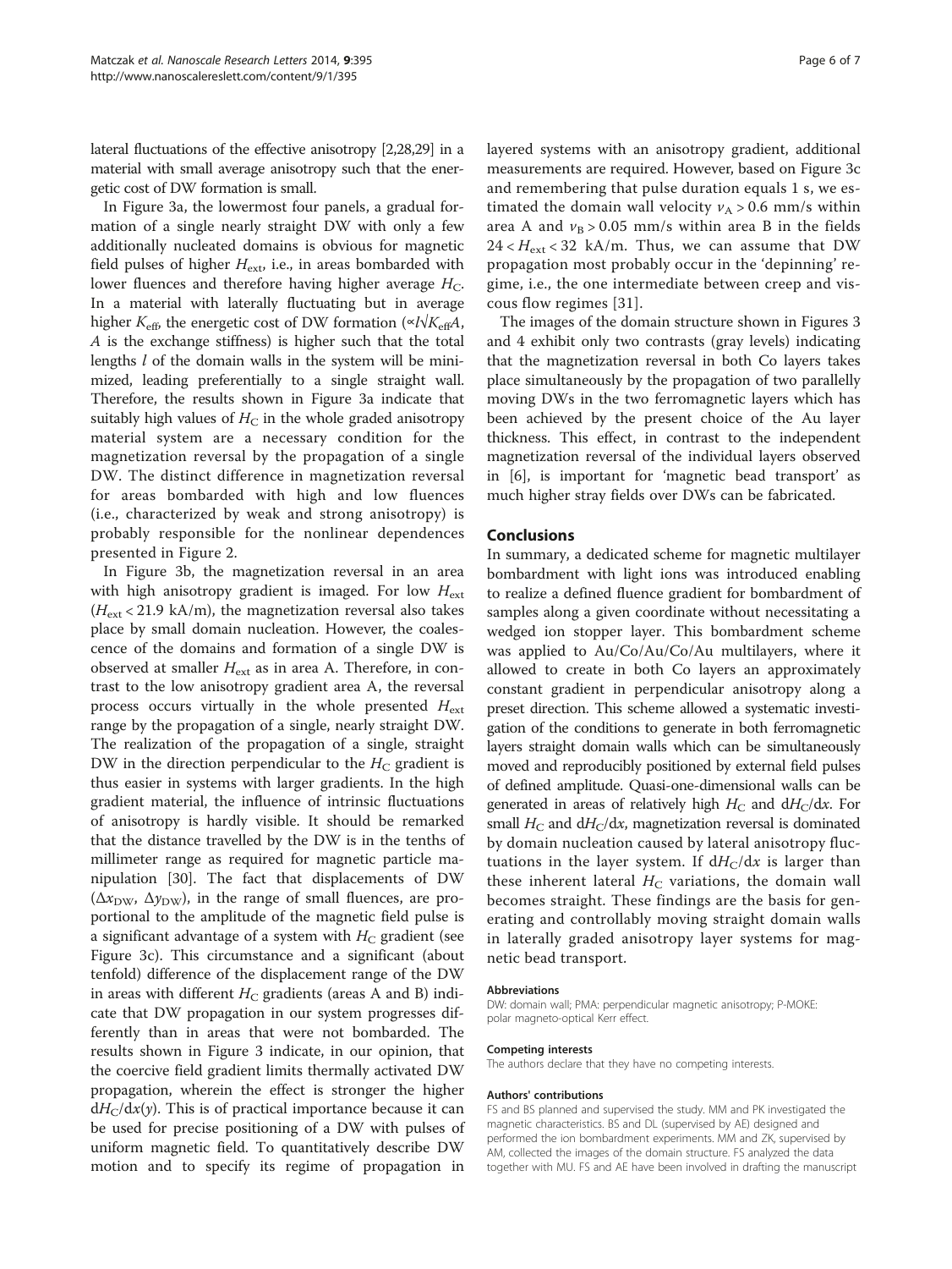lateral fluctuations of the effective anisotropy [2,28,29] in a material with small average anisotropy such that the energetic cost of DW formation is small.

In Figure 3a, the lowermost four panels, a gradual formation of a single nearly straight DW with only a few additionally nucleated domains is obvious for magnetic field pulses of higher $H_{\mathrm{ext}}$, i.e., in areas bombarded with lower fluences and therefore having higher average $H_{\mathrm{C}}$. In a material with laterally fluctuating but in average higher $K_{\mathrm{eff}}$, the energetic cost of DW formation ($\propto l\sqrt{K_{\mathrm{eff}}A}$, $A$ is the exchange stiffness) is higher such that the total lengths $l$ of the domain walls in the system will be minimized, leading preferentially to a single straight wall. Therefore, the results shown in Figure 3a indicate that suitably high values of $H_{\mathrm{C}}$ in the whole graded anisotropy material system are a necessary condition for the magnetization reversal by the propagation of a single DW. The distinct difference in magnetization reversal for areas bombarded with high and low fluences (i.e., characterized by weak and strong anisotropy) is probably responsible for the nonlinear dependences presented in Figure 2.

In Figure 3b, the magnetization reversal in an area with high anisotropy gradient is imaged. For low $H_{\mathrm{ext}}$ ($H_{\mathrm{ext}} < 21.9$ kA/m), the magnetization reversal also takes place by small domain nucleation. However, the coalescence of the domains and formation of a single DW is observed at smaller $H_{\mathrm{ext}}$ as in area A. Therefore, in contrast to the low anisotropy gradient area A, the reversal process occurs virtually in the whole presented $H_{\mathrm{ext}}$ range by the propagation of a single, nearly straight DW. The realization of the propagation of a single, straight DW in the direction perpendicular to the $H_{\mathrm{C}}$ gradient is thus easier in systems with larger gradients. In the high gradient material, the influence of intrinsic fluctuations of anisotropy is hardly visible. It should be remarked that the distance travelled by the DW is in the tenths of millimeter range as required for magnetic particle manipulation [30]. The fact that displacements of DW ($\Delta x_{\mathrm{DW}}$, $\Delta y_{\mathrm{DW}}$), in the range of small fluences, are proportional to the amplitude of the magnetic field pulse is a significant advantage of a system with $H_{\mathrm{C}}$ gradient (see Figure 3c). This circumstance and a significant (about tenfold) difference of the displacement range of the DW in areas with different $H_{\mathrm{C}}$ gradients (areas A and B) indicate that DW propagation in our system progresses differently than in areas that were not bombarded. The results shown in Figure 3 indicate, in our opinion, that the coercive field gradient limits thermally activated DW propagation, wherein the effect is stronger the higher $\mathrm{d}H_{\mathrm{C}}/\mathrm{d}x(y)$. This is of practical importance because it can be used for precise positioning of a DW with pulses of uniform magnetic field. To quantitatively describe DW motion and to specify its regime of propagation in layered systems with an anisotropy gradient, additional measurements are required. However, based on Figure 3c and remembering that pulse duration equals 1 s, we estimated the domain wall velocity $v_{\mathrm{A}} > 0.6$ mm/s within area A and $v_{\mathrm{B}} > 0.05$ mm/s within area B in the fields $24 < H_{\mathrm{ext}} < 32$ kA/m. Thus, we can assume that DW propagation most probably occur in the 'depinning' regime, i.e., the one intermediate between creep and viscous flow regimes [31].

The images of the domain structure shown in Figures 3 and 4 exhibit only two contrasts (gray levels) indicating that the magnetization reversal in both Co layers takes place simultaneously by the propagation of two parallelly moving DWs in the two ferromagnetic layers which has been achieved by the present choice of the Au layer thickness. This effect, in contrast to the independent magnetization reversal of the individual layers observed in [6], is important for 'magnetic bead transport' as much higher stray fields over DWs can be fabricated.

## Conclusions

In summary, a dedicated scheme for magnetic multilayer bombardment with light ions was introduced enabling to realize a defined fluence gradient for bombardment of samples along a given coordinate without necessitating a wedged ion stopper layer. This bombardment scheme was applied to Au/Co/Au/Co/Au multilayers, where it allowed to create in both Co layers an approximately constant gradient in perpendicular anisotropy along a preset direction. This scheme allowed a systematic investigation of the conditions to generate in both ferromagnetic layers straight domain walls which can be simultaneously moved and reproducibly positioned by external field pulses of defined amplitude. Quasi-one-dimensional walls can be generated in areas of relatively high $H_{\mathrm{C}}$ and $\mathrm{d}H_{\mathrm{C}}/\mathrm{d}x$. For small $H_{\mathrm{C}}$ and $\mathrm{d}H_{\mathrm{C}}/\mathrm{d}x$, magnetization reversal is dominated by domain nucleation caused by lateral anisotropy fluctuations in the layer system. If $\mathrm{d}H_{\mathrm{C}}/\mathrm{d}x$ is larger than these inherent lateral $H_{\mathrm{C}}$ variations, the domain wall becomes straight. These findings are the basis for generating and controllably moving straight domain walls in laterally graded anisotropy layer systems for magnetic bead transport.

#### Abbreviations

DW: domain wall; PMA: perpendicular magnetic anisotropy; P-MOKE: polar magneto-optical Kerr effect.

#### Competing interests

The authors declare that they have no competing interests.

#### Authors' contributions

FS and BS planned and supervised the study. MM and PK investigated the magnetic characteristics. BS and DL (supervised by AE) designed and performed the ion bombardment experiments. MM and ZK, supervised by AM, collected the images of the domain structure. FS analyzed the data together with MU. FS and AE have been involved in drafting the manuscript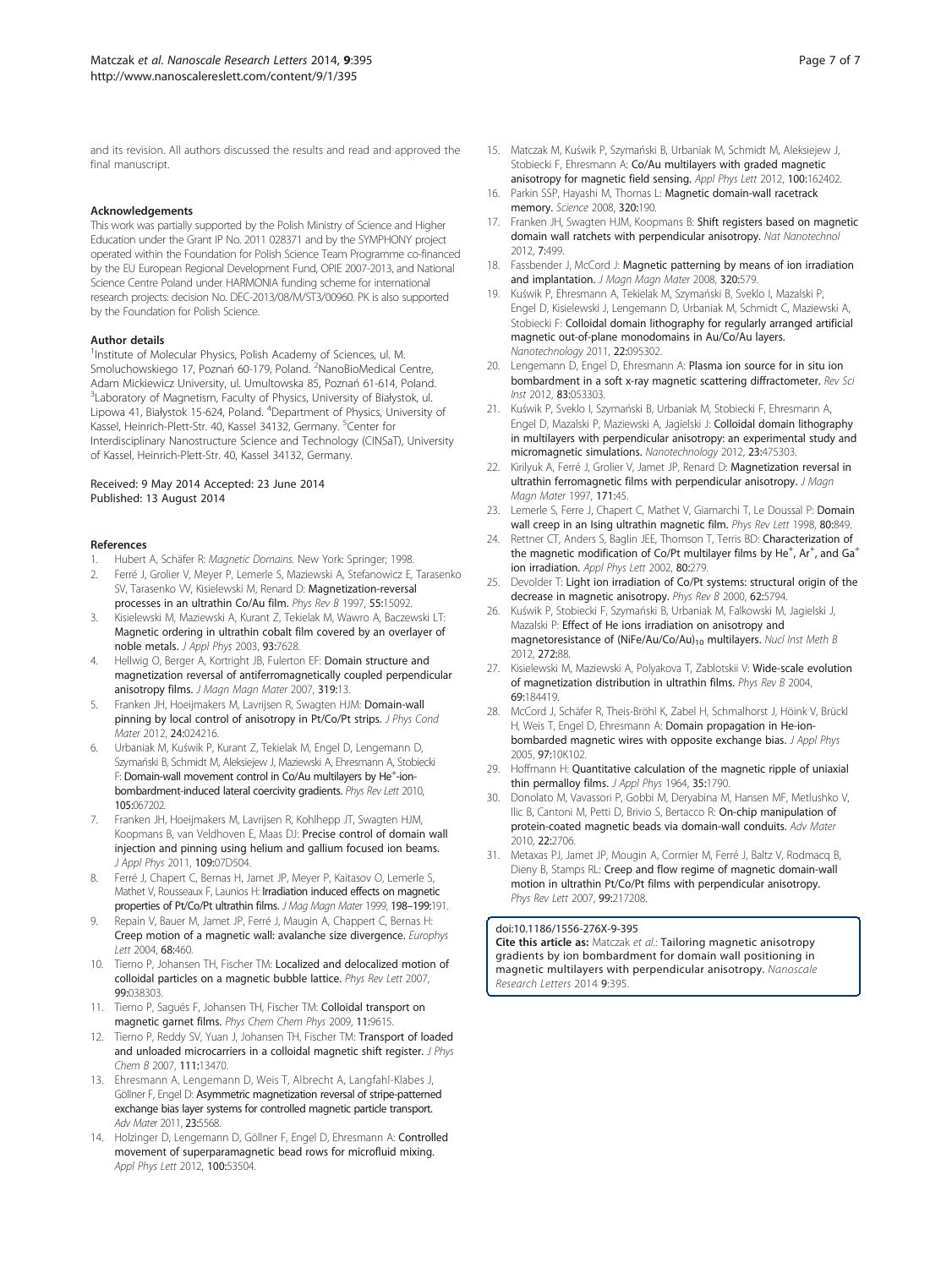and its revision. All authors discussed the results and read and approved the final manuscript.

#### Acknowledgements

This work was partially supported by the Polish Ministry of Science and Higher Education under the Grant IP No. 2011 028371 and by the SYMPHONY project operated within the Foundation for Polish Science Team Programme co-financed by the EU European Regional Development Fund, OPIE 2007-2013, and National Science Centre Poland under HARMONIA funding scheme for international research projects: decision No. DEC-2013/08/M/ST3/00960. PK is also supported by the Foundation for Polish Science.

#### Author details

[1]Institute of Molecular Physics, Polish Academy of Sciences, ul. M. Smoluchowskiego 17, Poznań 60-179, Poland. [2]NanoBioMedical Centre, Adam Mickiewicz University, ul. Umultowska 85, Poznań 61-614, Poland. [3]Laboratory of Magnetism, Faculty of Physics, University of Białystok, ul. Lipowa 41, Białystok 15-624, Poland. [4]Department of Physics, University of Kassel, Heinrich-Plett-Str. 40, Kassel 34132, Germany. [5]Center for Interdisciplinary Nanostructure Science and Technology (CINSaT), University of Kassel, Heinrich-Plett-Str. 40, Kassel 34132, Germany.

Received: 9 May 2014 Accepted: 23 June 2014
Published: 13 August 2014

#### References

1. Hubert A, Schäfer R: *Magnetic Domains*. New York: Springer; 1998.
2. Ferré J, Grolier V, Meyer P, Lemerle S, Maziewski A, Stefanowicz E, Tarasenko SV, Tarasenko VV, Kisielewski M, Renard D: **Magnetization-reversal processes in an ultrathin Co/Au film.** *Phys Rev B* 1997, **55:**15092.
3. Kisielewski M, Maziewski A, Kurant Z, Tekielak M, Wawro A, Baczewski LT: **Magnetic ordering in ultrathin cobalt film covered by an overlayer of noble metals.** *J Appl Phys* 2003, **93:**7628.
4. Hellwig O, Berger A, Kortright JB, Fulerton EF: **Domain structure and magnetization reversal of antiferromagnetically coupled perpendicular anisotropy films.** *J Magn Magn Mater* 2007, **319:**13.
5. Franken JH, Hoeijmakers M, Lavrijsen R, Swagten HJM: **Domain-wall pinning by local control of anisotropy in Pt/Co/Pt strips.** *J Phys Cond Mater* 2012, **24:**024216.
6. Urbaniak M, Kuświk P, Kurant Z, Tekielak M, Engel D, Lengemann D, Szymański B, Schmidt M, Aleksiejew J, Maziewski A, Ehresmann A, Stobiecki F: **Domain-wall movement control in Co/Au multilayers by He$^+$-ion-bombardment-induced lateral coercivity gradients.** *Phys Rev Lett* 2010, **105:**067202.
7. Franken JH, Hoeijmakers M, Lavrijsen R, Kohlhepp JT, Swagten HJM, Koopmans B, van Veldhoven E, Maas DJ: **Precise control of domain wall injection and pinning using helium and gallium focused ion beams.** *J Appl Phys* 2011, **109:**07D504.
8. Ferré J, Chapert C, Bernas H, Jamet JP, Meyer P, Kaitasov O, Lemerle S, Mathet V, Rousseaux F, Launios H: **Irradiation induced effects on magnetic properties of Pt/Co/Pt ultrathin films.** *J Mag Magn Mater* 1999, **198–199:**191.
9. Repain V, Bauer M, Jamet JP, Ferré J, Maugin A, Chappert C, Bernas H: **Creep motion of a magnetic wall: avalanche size divergence.** *Europhys Lett* 2004, **68:**460.
10. Tierno P, Johansen TH, Fischer TM: **Localized and delocalized motion of colloidal particles on a magnetic bubble lattice.** *Phys Rev Lett* 2007, **99:**038303.
11. Tierno P, Sagués F, Johansen TH, Fischer TM: **Colloidal transport on magnetic garnet films.** *Phys Chem Chem Phys* 2009, **11:**9615.
12. Tierno P, Reddy SV, Yuan J, Johansen TH, Fischer TM: **Transport of loaded and unloaded microcarriers in a colloidal magnetic shift register.** *J Phys Chem B* 2007, **111:**13470.
13. Ehresmann A, Lengemann D, Weis T, Albrecht A, Langfahl-Klabes J, Göllner F, Engel D: **Asymmetric magnetization reversal of stripe-patterned exchange bias layer systems for controlled magnetic particle transport.** *Adv Mater* 2011, **23:**5568.
14. Holzinger D, Lengemann D, Göllner F, Engel D, Ehresmann A: **Controlled movement of superparamagnetic bead rows for microfluid mixing.** *Appl Phys Lett* 2012, **100:**53504.
15. Matczak M, Kuświk P, Szymański B, Urbaniak M, Schmidt M, Aleksiejew J, Stobiecki F, Ehresmann A: **Co/Au multilayers with graded magnetic anisotropy for magnetic field sensing.** *Appl Phys Lett* 2012, **100:**162402.
16. Parkin SSP, Hayashi M, Thomas L: **Magnetic domain-wall racetrack memory.** *Science* 2008, **320:**190.
17. Franken JH, Swagten HJM, Koopmans B: **Shift registers based on magnetic domain wall ratchets with perpendicular anisotropy.** *Nat Nanotechnol* 2012, **7:**499.
18. Fassbender J, McCord J: **Magnetic patterning by means of ion irradiation and implantation.** *J Magn Magn Mater* 2008, **320:**579.
19. Kuświk P, Ehresmann A, Tekielak M, Szymański B, Sveklo I, Mazalski P, Engel D, Kisielewski J, Lengemann D, Urbaniak M, Schmidt C, Maziewski A, Stobiecki F: **Colloidal domain lithography for regularly arranged artificial magnetic out-of-plane monodomains in Au/Co/Au layers.** *Nanotechnology* 2011, **22:**095302.
20. Lengemann D, Engel D, Ehresmann A: **Plasma ion source for in situ ion bombardment in a soft x-ray magnetic scattering diffractometer.** *Rev Sci Inst* 2012, **83:**053303.
21. Kuświk P, Sveklo I, Szymański B, Urbaniak M, Stobiecki F, Ehresmann A, Engel D, Mazalski P, Maziewski A, Jagielski J: **Colloidal domain lithography in multilayers with perpendicular anisotropy: an experimental study and micromagnetic simulations.** *Nanotechnology* 2012, **23:**475303.
22. Kirilyuk A, Ferré J, Grolier V, Jamet JP, Renard D: **Magnetization reversal in ultrathin ferromagnetic films with perpendicular anisotropy.** *J Magn Magn Mater* 1997, **171:**45.
23. Lemerle S, Ferre J, Chapert C, Mathet V, Giamarchi T, Le Doussal P: **Domain wall creep in an Ising ultrathin magnetic film.** *Phys Rev Lett* 1998, **80:**849.
24. Rettner CT, Anders S, Baglin JEE, Thomson T, Terris BD: **Characterization of the magnetic modification of Co/Pt multilayer films by He$^+$, Ar$^+$, and Ga$^+$ ion irradiation.** *Appl Phys Lett* 2002, **80:**279.
25. Devolder T: **Light ion irradiation of Co/Pt systems: structural origin of the decrease in magnetic anisotropy.** *Phys Rev B* 2000, **62:**5794.
26. Kuświk P, Stobiecki F, Szymański B, Urbaniak M, Falkowski M, Jagielski J, Mazalski P: **Effect of He ions irradiation on anisotropy and magnetoresistance of (NiFe/Au/Co/Au)$_{10}$ multilayers.** *Nucl Inst Meth B* 2012, **272:**88.
27. Kisielewski M, Maziewski A, Polyakova T, Zablotskii V: **Wide-scale evolution of magnetization distribution in ultrathin films.** *Phys Rev B* 2004, **69:**184419.
28. McCord J, Schäfer R, Theis-Bröhl K, Zabel H, Schmalhorst J, Höink V, Brückl H, Weis T, Engel D, Ehresmann A: **Domain propagation in He-ion-bombarded magnetic wires with opposite exchange bias.** *J Appl Phys* 2005, **97:**10K102.
29. Hoffmann H: **Quantitative calculation of the magnetic ripple of uniaxial thin permalloy films.** *J Appl Phys* 1964, **35:**1790.
30. Donolato M, Vavassori P, Gobbi M, Deryabina M, Hansen MF, Metlushko V, Ilic B, Cantoni M, Petti D, Brivio S, Bertacco R: **On-chip manipulation of protein-coated magnetic beads via domain-wall conduits.** *Adv Mater* 2010, **22:**2706.
31. Metaxas PJ, Jamet JP, Mougin A, Cormier M, Ferré J, Baltz V, Rodmacq B, Dieny B, Stamps RL: **Creep and flow regime of magnetic domain-wall motion in ultrathin Pt/Co/Pt films with perpendicular anisotropy.** *Phys Rev Lett* 2007, **99:**217208.

doi:10.1186/1556-276X-9-395

**Cite this article as:** Matczak *et al.*: Tailoring magnetic anisotropy gradients by ion bombardment for domain wall positioning in magnetic multilayers with perpendicular anisotropy. *Nanoscale Research Letters* 2014 **9**:395.